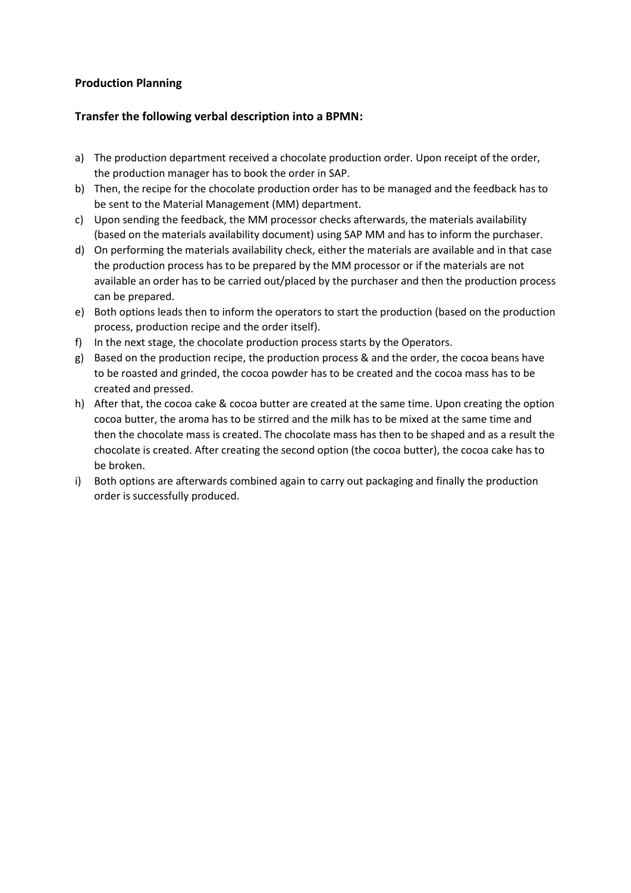**Production Planning**

**Transfer the following verbal description into a BPMN:**

a) The production department received a chocolate production order. Upon receipt of the order, the production manager has to book the order in SAP.
b) Then, the recipe for the chocolate production order has to be managed and the feedback has to be sent to the Material Management (MM) department.
c) Upon sending the feedback, the MM processor checks afterwards, the materials availability (based on the materials availability document) using SAP MM and has to inform the purchaser.
d) On performing the materials availability check, either the materials are available and in that case the production process has to be prepared by the MM processor or if the materials are not available an order has to be carried out/placed by the purchaser and then the production process can be prepared.
e) Both options leads then to inform the operators to start the production (based on the production process, production recipe and the order itself).
f) In the next stage, the chocolate production process starts by the Operators.
g) Based on the production recipe, the production process & and the order, the cocoa beans have to be roasted and grinded, the cocoa powder has to be created and the cocoa mass has to be created and pressed.
h) After that, the cocoa cake & cocoa butter are created at the same time. Upon creating the option cocoa butter, the aroma has to be stirred and the milk has to be mixed at the same time and then the chocolate mass is created. The chocolate mass has then to be shaped and as a result the chocolate is created. After creating the second option (the cocoa butter), the cocoa cake has to be broken.
i) Both options are afterwards combined again to carry out packaging and finally the production order is successfully produced.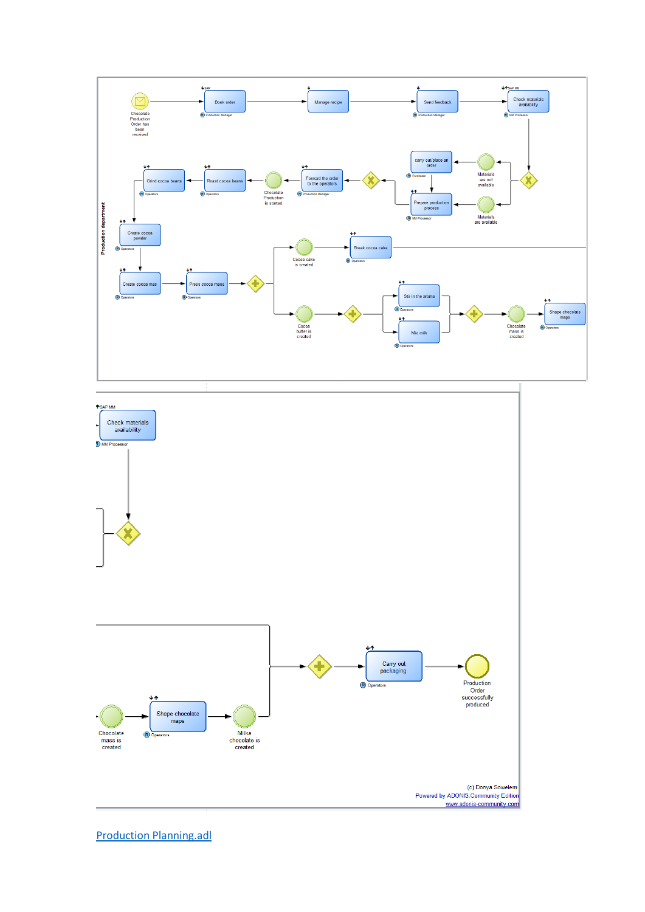Production department

Chocolate Production Order has been received

Book order

Production Manager

Manage recipe

Send feedback

Production Manager

Check materials availability

MM Processor

carry out/place an order

Purchaser

Materials are not available

Prepare production process

MM Processor

Materials are available

Grind cocoa beans

Operators

Roast cocoa beans

Operators

Chocolate Production is started

Forward the order to the operators

Production Manager

Create cocoa powder

Operators

Cocoa cake is created

Break cocoa cake

Operators

Create cocoa mas

Operators

Press cocoa mass

Operators

Stir in the aroma

Operators

Cocoa butter is created

Mix milk

Operators

Chocolate mass is created

Shape chocolate maps

Operators

SAP MM

Check materials availability

MM Processor

Carry out packaging

Operators

Production Order successfully produced

Chocolate mass is created

Shape chocolate maps

Operators

Milka chocolate is created

(c) Donya Sowelem
Powered by ADONIS:Community Edition
www.adonis-community.com

[Production Planning.adl](Production Planning.adl)